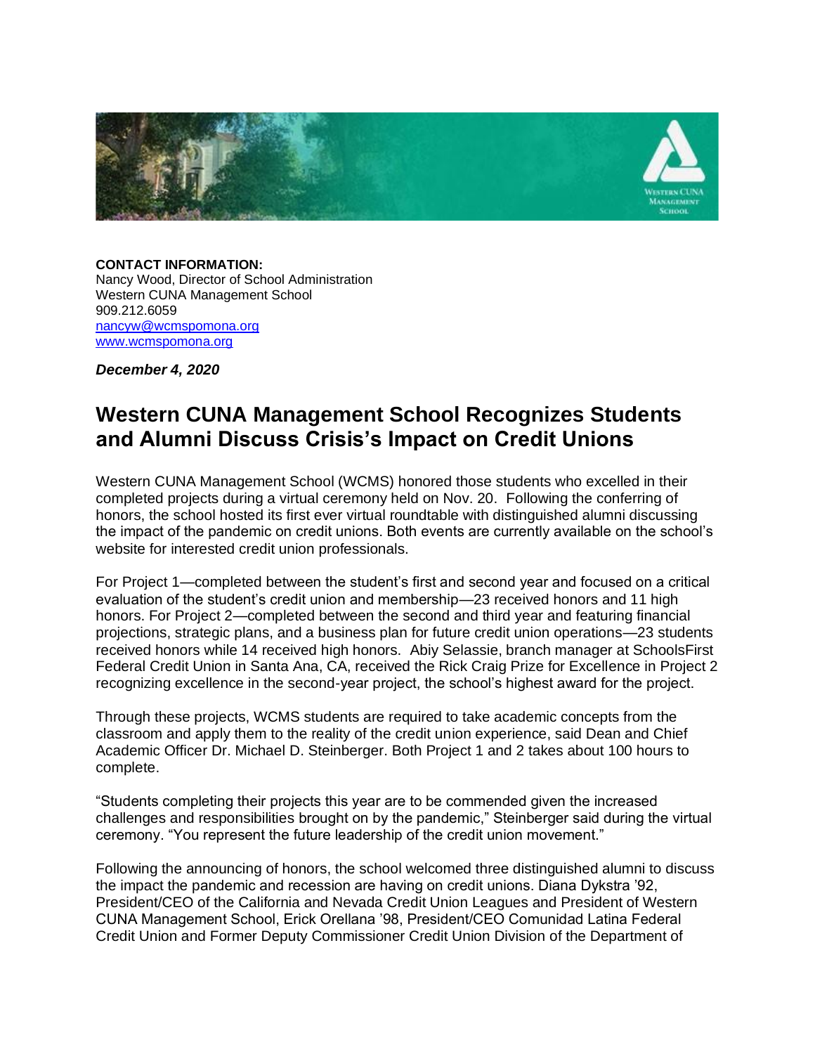**CONTACT INFORMATION:**
Nancy Wood, Director of School Administration
Western CUNA Management School
909.212.6059
nancyw@wcmspomona.org
www.wcmspomona.org

***December 4, 2020***

# Western CUNA Management School Recognizes Students and Alumni Discuss Crisis's Impact on Credit Unions

Western CUNA Management School (WCMS) honored those students who excelled in their completed projects during a virtual ceremony held on Nov. 20. Following the conferring of honors, the school hosted its first ever virtual roundtable with distinguished alumni discussing the impact of the pandemic on credit unions. Both events are currently available on the school's website for interested credit union professionals.

For Project 1—completed between the student's first and second year and focused on a critical evaluation of the student's credit union and membership—23 received honors and 11 high honors. For Project 2—completed between the second and third year and featuring financial projections, strategic plans, and a business plan for future credit union operations—23 students received honors while 14 received high honors. Abiy Selassie, branch manager at SchoolsFirst Federal Credit Union in Santa Ana, CA, received the Rick Craig Prize for Excellence in Project 2 recognizing excellence in the second-year project, the school's highest award for the project.

Through these projects, WCMS students are required to take academic concepts from the classroom and apply them to the reality of the credit union experience, said Dean and Chief Academic Officer Dr. Michael D. Steinberger. Both Project 1 and 2 takes about 100 hours to complete.

"Students completing their projects this year are to be commended given the increased challenges and responsibilities brought on by the pandemic," Steinberger said during the virtual ceremony. "You represent the future leadership of the credit union movement."

Following the announcing of honors, the school welcomed three distinguished alumni to discuss the impact the pandemic and recession are having on credit unions. Diana Dykstra '92, President/CEO of the California and Nevada Credit Union Leagues and President of Western CUNA Management School, Erick Orellana '98, President/CEO Comunidad Latina Federal Credit Union and Former Deputy Commissioner Credit Union Division of the Department of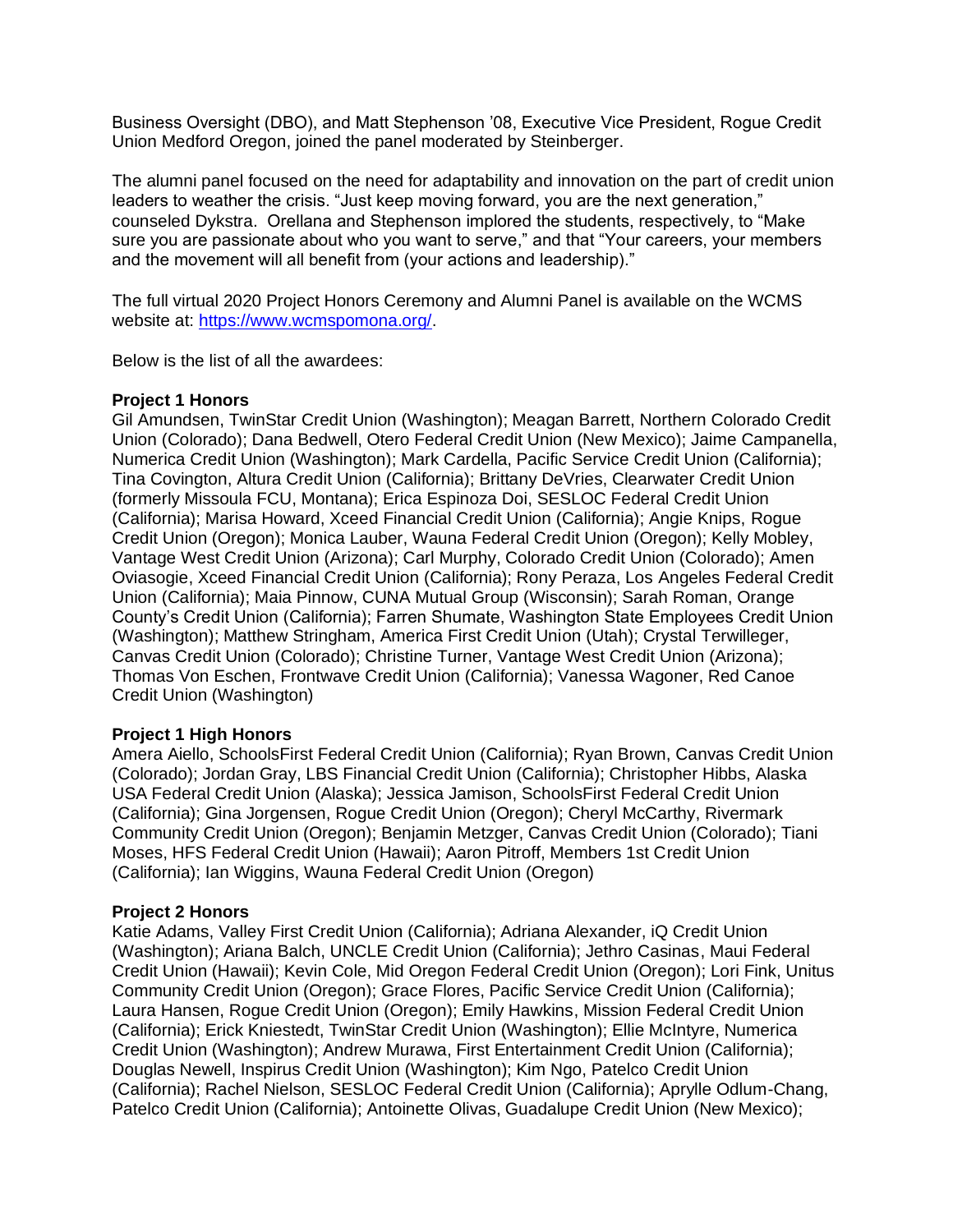Business Oversight (DBO), and Matt Stephenson '08, Executive Vice President, Rogue Credit Union Medford Oregon, joined the panel moderated by Steinberger.

The alumni panel focused on the need for adaptability and innovation on the part of credit union leaders to weather the crisis. "Just keep moving forward, you are the next generation," counseled Dykstra. Orellana and Stephenson implored the students, respectively, to "Make sure you are passionate about who you want to serve," and that "Your careers, your members and the movement will all benefit from (your actions and leadership)."

The full virtual 2020 Project Honors Ceremony and Alumni Panel is available on the WCMS website at: https://www.wcmspomona.org/.

Below is the list of all the awardees:

**Project 1 Honors**
Gil Amundsen, TwinStar Credit Union (Washington); Meagan Barrett, Northern Colorado Credit Union (Colorado); Dana Bedwell, Otero Federal Credit Union (New Mexico); Jaime Campanella, Numerica Credit Union (Washington); Mark Cardella, Pacific Service Credit Union (California); Tina Covington, Altura Credit Union (California); Brittany DeVries, Clearwater Credit Union (formerly Missoula FCU, Montana); Erica Espinoza Doi, SESLOC Federal Credit Union (California); Marisa Howard, Xceed Financial Credit Union (California); Angie Knips, Rogue Credit Union (Oregon); Monica Lauber, Wauna Federal Credit Union (Oregon); Kelly Mobley, Vantage West Credit Union (Arizona); Carl Murphy, Colorado Credit Union (Colorado); Amen Oviasogie, Xceed Financial Credit Union (California); Rony Peraza, Los Angeles Federal Credit Union (California); Maia Pinnow, CUNA Mutual Group (Wisconsin); Sarah Roman, Orange County's Credit Union (California); Farren Shumate, Washington State Employees Credit Union (Washington); Matthew Stringham, America First Credit Union (Utah); Crystal Terwilleger, Canvas Credit Union (Colorado); Christine Turner, Vantage West Credit Union (Arizona); Thomas Von Eschen, Frontwave Credit Union (California); Vanessa Wagoner, Red Canoe Credit Union (Washington)

**Project 1 High Honors**
Amera Aiello, SchoolsFirst Federal Credit Union (California); Ryan Brown, Canvas Credit Union (Colorado); Jordan Gray, LBS Financial Credit Union (California); Christopher Hibbs, Alaska USA Federal Credit Union (Alaska); Jessica Jamison, SchoolsFirst Federal Credit Union (California); Gina Jorgensen, Rogue Credit Union (Oregon); Cheryl McCarthy, Rivermark Community Credit Union (Oregon); Benjamin Metzger, Canvas Credit Union (Colorado); Tiani Moses, HFS Federal Credit Union (Hawaii); Aaron Pitroff, Members 1st Credit Union (California); Ian Wiggins, Wauna Federal Credit Union (Oregon)

**Project 2 Honors**
Katie Adams, Valley First Credit Union (California); Adriana Alexander, iQ Credit Union (Washington); Ariana Balch, UNCLE Credit Union (California); Jethro Casinas, Maui Federal Credit Union (Hawaii); Kevin Cole, Mid Oregon Federal Credit Union (Oregon); Lori Fink, Unitus Community Credit Union (Oregon); Grace Flores, Pacific Service Credit Union (California); Laura Hansen, Rogue Credit Union (Oregon); Emily Hawkins, Mission Federal Credit Union (California); Erick Kniestedt, TwinStar Credit Union (Washington); Ellie McIntyre, Numerica Credit Union (Washington); Andrew Murawa, First Entertainment Credit Union (California); Douglas Newell, Inspirus Credit Union (Washington); Kim Ngo, Patelco Credit Union (California); Rachel Nielson, SESLOC Federal Credit Union (California); Aprylle Odlum-Chang, Patelco Credit Union (California); Antoinette Olivas, Guadalupe Credit Union (New Mexico);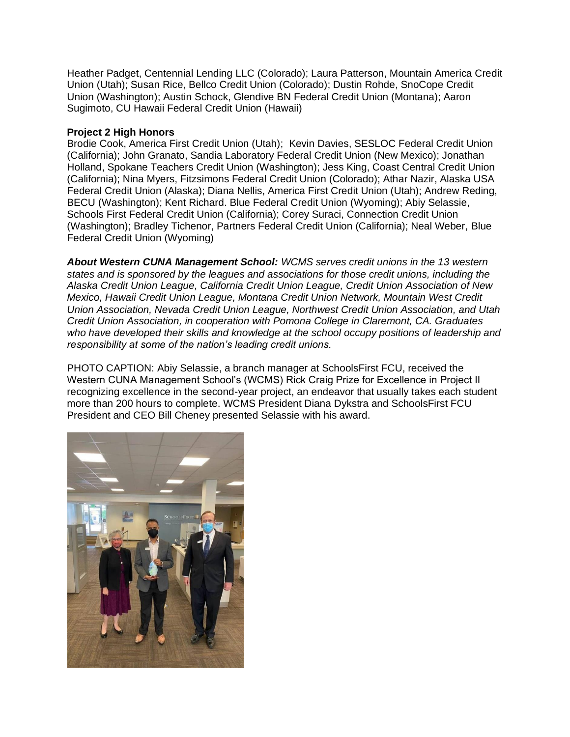Heather Padget, Centennial Lending LLC (Colorado); Laura Patterson, Mountain America Credit Union (Utah); Susan Rice, Bellco Credit Union (Colorado); Dustin Rohde, SnoCope Credit Union (Washington); Austin Schock, Glendive BN Federal Credit Union (Montana); Aaron Sugimoto, CU Hawaii Federal Credit Union (Hawaii)

**Project 2 High Honors**
Brodie Cook, America First Credit Union (Utah); Kevin Davies, SESLOC Federal Credit Union (California); John Granato, Sandia Laboratory Federal Credit Union (New Mexico); Jonathan Holland, Spokane Teachers Credit Union (Washington); Jess King, Coast Central Credit Union (California); Nina Myers, Fitzsimons Federal Credit Union (Colorado); Athar Nazir, Alaska USA Federal Credit Union (Alaska); Diana Nellis, America First Credit Union (Utah); Andrew Reding, BECU (Washington); Kent Richard. Blue Federal Credit Union (Wyoming); Abiy Selassie, Schools First Federal Credit Union (California); Corey Suraci, Connection Credit Union (Washington); Bradley Tichenor, Partners Federal Credit Union (California); Neal Weber, Blue Federal Credit Union (Wyoming)

***About Western CUNA Management School:*** *WCMS serves credit unions in the 13 western states and is sponsored by the leagues and associations for those credit unions, including the Alaska Credit Union League, California Credit Union League, Credit Union Association of New Mexico, Hawaii Credit Union League, Montana Credit Union Network, Mountain West Credit Union Association, Nevada Credit Union League, Northwest Credit Union Association, and Utah Credit Union Association, in cooperation with Pomona College in Claremont, CA. Graduates who have developed their skills and knowledge at the school occupy positions of leadership and responsibility at some of the nation's leading credit unions.*

PHOTO CAPTION: Abiy Selassie, a branch manager at SchoolsFirst FCU, received the Western CUNA Management School's (WCMS) Rick Craig Prize for Excellence in Project II recognizing excellence in the second-year project, an endeavor that usually takes each student more than 200 hours to complete. WCMS President Diana Dykstra and SchoolsFirst FCU President and CEO Bill Cheney presented Selassie with his award.